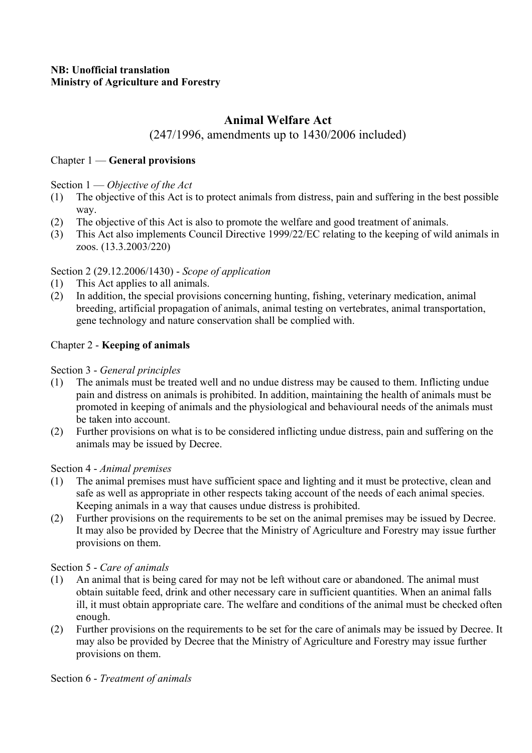**NB: Unofficial translation**
**Ministry of Agriculture and Forestry**

# Animal Welfare Act

(247/1996, amendments up to 1430/2006 included)

## Chapter 1 — **General provisions**

Section 1 — *Objective of the Act*

(1) The objective of this Act is to protect animals from distress, pain and suffering in the best possible way.

(2) The objective of this Act is also to promote the welfare and good treatment of animals.

(3) This Act also implements Council Directive 1999/22/EC relating to the keeping of wild animals in zoos. (13.3.2003/220)

Section 2 (29.12.2006/1430) - *Scope of application*

(1) This Act applies to all animals.

(2) In addition, the special provisions concerning hunting, fishing, veterinary medication, animal breeding, artificial propagation of animals, animal testing on vertebrates, animal transportation, gene technology and nature conservation shall be complied with.

## Chapter 2 - **Keeping of animals**

Section 3 - *General principles*

(1) The animals must be treated well and no undue distress may be caused to them. Inflicting undue pain and distress on animals is prohibited. In addition, maintaining the health of animals must be promoted in keeping of animals and the physiological and behavioural needs of the animals must be taken into account.

(2) Further provisions on what is to be considered inflicting undue distress, pain and suffering on the animals may be issued by Decree.

Section 4 - *Animal premises*

(1) The animal premises must have sufficient space and lighting and it must be protective, clean and safe as well as appropriate in other respects taking account of the needs of each animal species. Keeping animals in a way that causes undue distress is prohibited.

(2) Further provisions on the requirements to be set on the animal premises may be issued by Decree. It may also be provided by Decree that the Ministry of Agriculture and Forestry may issue further provisions on them.

Section 5 - *Care of animals*

(1) An animal that is being cared for may not be left without care or abandoned. The animal must obtain suitable feed, drink and other necessary care in sufficient quantities. When an animal falls ill, it must obtain appropriate care. The welfare and conditions of the animal must be checked often enough.

(2) Further provisions on the requirements to be set for the care of animals may be issued by Decree. It may also be provided by Decree that the Ministry of Agriculture and Forestry may issue further provisions on them.

Section 6 - *Treatment of animals*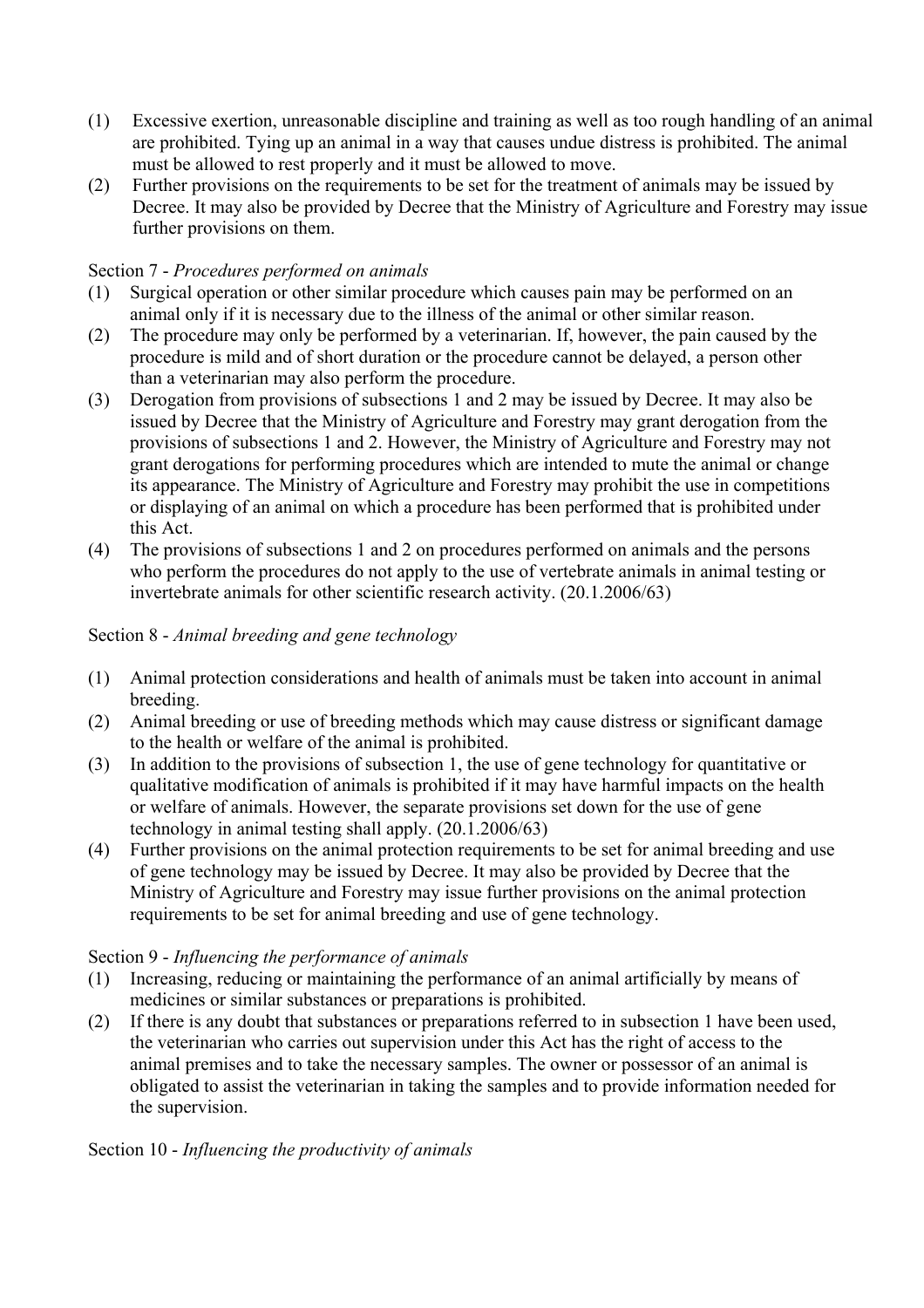(1) Excessive exertion, unreasonable discipline and training as well as too rough handling of an animal are prohibited. Tying up an animal in a way that causes undue distress is prohibited. The animal must be allowed to rest properly and it must be allowed to move.
(2) Further provisions on the requirements to be set for the treatment of animals may be issued by Decree. It may also be provided by Decree that the Ministry of Agriculture and Forestry may issue further provisions on them.

Section 7 - *Procedures performed on animals*

(1) Surgical operation or other similar procedure which causes pain may be performed on an animal only if it is necessary due to the illness of the animal or other similar reason.
(2) The procedure may only be performed by a veterinarian. If, however, the pain caused by the procedure is mild and of short duration or the procedure cannot be delayed, a person other than a veterinarian may also perform the procedure.
(3) Derogation from provisions of subsections 1 and 2 may be issued by Decree. It may also be issued by Decree that the Ministry of Agriculture and Forestry may grant derogation from the provisions of subsections 1 and 2. However, the Ministry of Agriculture and Forestry may not grant derogations for performing procedures which are intended to mute the animal or change its appearance. The Ministry of Agriculture and Forestry may prohibit the use in competitions or displaying of an animal on which a procedure has been performed that is prohibited under this Act.
(4) The provisions of subsections 1 and 2 on procedures performed on animals and the persons who perform the procedures do not apply to the use of vertebrate animals in animal testing or invertebrate animals for other scientific research activity. (20.1.2006/63)

Section 8 - *Animal breeding and gene technology*

(1) Animal protection considerations and health of animals must be taken into account in animal breeding.
(2) Animal breeding or use of breeding methods which may cause distress or significant damage to the health or welfare of the animal is prohibited.
(3) In addition to the provisions of subsection 1, the use of gene technology for quantitative or qualitative modification of animals is prohibited if it may have harmful impacts on the health or welfare of animals. However, the separate provisions set down for the use of gene technology in animal testing shall apply. (20.1.2006/63)
(4) Further provisions on the animal protection requirements to be set for animal breeding and use of gene technology may be issued by Decree. It may also be provided by Decree that the Ministry of Agriculture and Forestry may issue further provisions on the animal protection requirements to be set for animal breeding and use of gene technology.

Section 9 - *Influencing the performance of animals*

(1) Increasing, reducing or maintaining the performance of an animal artificially by means of medicines or similar substances or preparations is prohibited.
(2) If there is any doubt that substances or preparations referred to in subsection 1 have been used, the veterinarian who carries out supervision under this Act has the right of access to the animal premises and to take the necessary samples. The owner or possessor of an animal is obligated to assist the veterinarian in taking the samples and to provide information needed for the supervision.

Section 10 - *Influencing the productivity of animals*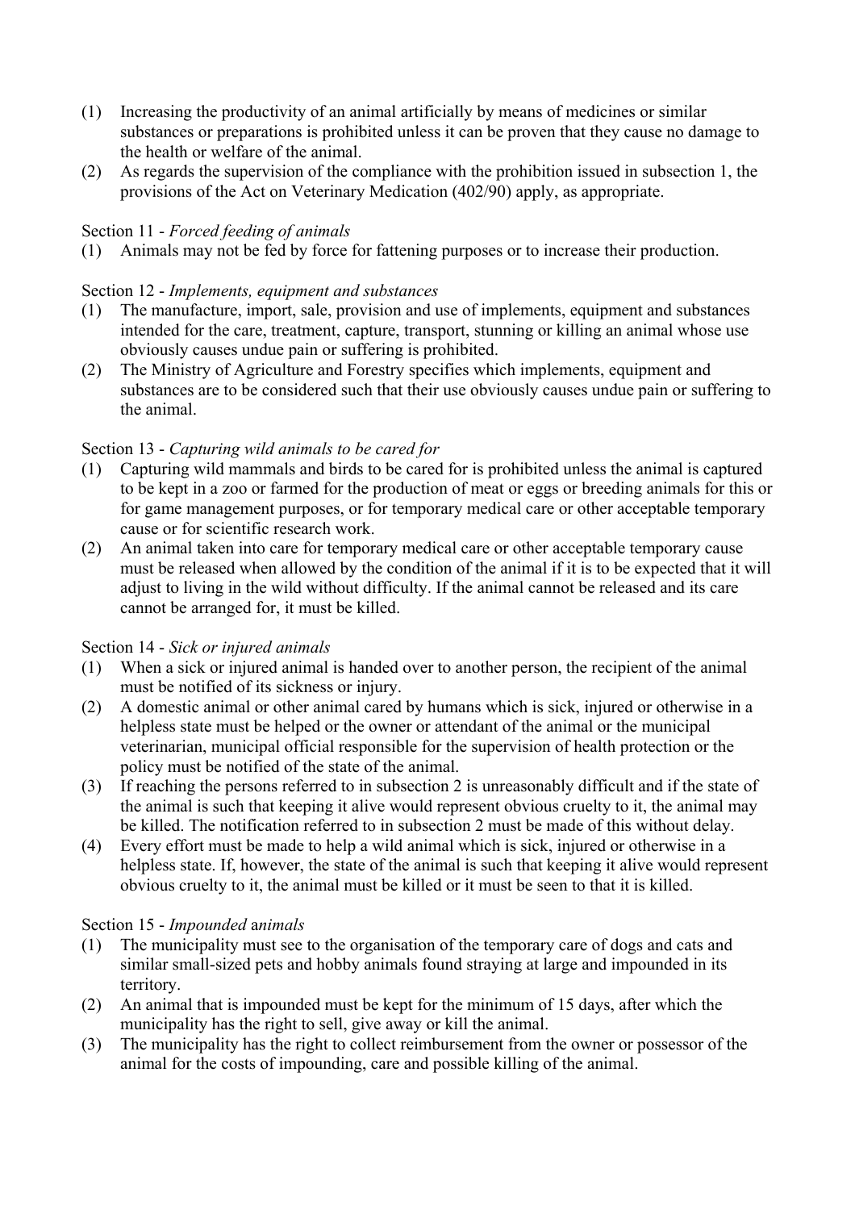(1) Increasing the productivity of an animal artificially by means of medicines or similar substances or preparations is prohibited unless it can be proven that they cause no damage to the health or welfare of the animal.
(2) As regards the supervision of the compliance with the prohibition issued in subsection 1, the provisions of the Act on Veterinary Medication (402/90) apply, as appropriate.

Section 11 - *Forced feeding of animals*
(1) Animals may not be fed by force for fattening purposes or to increase their production.

Section 12 - *Implements, equipment and substances*
(1) The manufacture, import, sale, provision and use of implements, equipment and substances intended for the care, treatment, capture, transport, stunning or killing an animal whose use obviously causes undue pain or suffering is prohibited.
(2) The Ministry of Agriculture and Forestry specifies which implements, equipment and substances are to be considered such that their use obviously causes undue pain or suffering to the animal.

Section 13 - *Capturing wild animals to be cared for*
(1) Capturing wild mammals and birds to be cared for is prohibited unless the animal is captured to be kept in a zoo or farmed for the production of meat or eggs or breeding animals for this or for game management purposes, or for temporary medical care or other acceptable temporary cause or for scientific research work.
(2) An animal taken into care for temporary medical care or other acceptable temporary cause must be released when allowed by the condition of the animal if it is to be expected that it will adjust to living in the wild without difficulty. If the animal cannot be released and its care cannot be arranged for, it must be killed.

Section 14 - *Sick or injured animals*
(1) When a sick or injured animal is handed over to another person, the recipient of the animal must be notified of its sickness or injury.
(2) A domestic animal or other animal cared by humans which is sick, injured or otherwise in a helpless state must be helped or the owner or attendant of the animal or the municipal veterinarian, municipal official responsible for the supervision of health protection or the policy must be notified of the state of the animal.
(3) If reaching the persons referred to in subsection 2 is unreasonably difficult and if the state of the animal is such that keeping it alive would represent obvious cruelty to it, the animal may be killed. The notification referred to in subsection 2 must be made of this without delay.
(4) Every effort must be made to help a wild animal which is sick, injured or otherwise in a helpless state. If, however, the state of the animal is such that keeping it alive would represent obvious cruelty to it, the animal must be killed or it must be seen to that it is killed.

Section 15 - *Impounded* a*nimals*
(1) The municipality must see to the organisation of the temporary care of dogs and cats and similar small-sized pets and hobby animals found straying at large and impounded in its territory.
(2) An animal that is impounded must be kept for the minimum of 15 days, after which the municipality has the right to sell, give away or kill the animal.
(3) The municipality has the right to collect reimbursement from the owner or possessor of the animal for the costs of impounding, care and possible killing of the animal.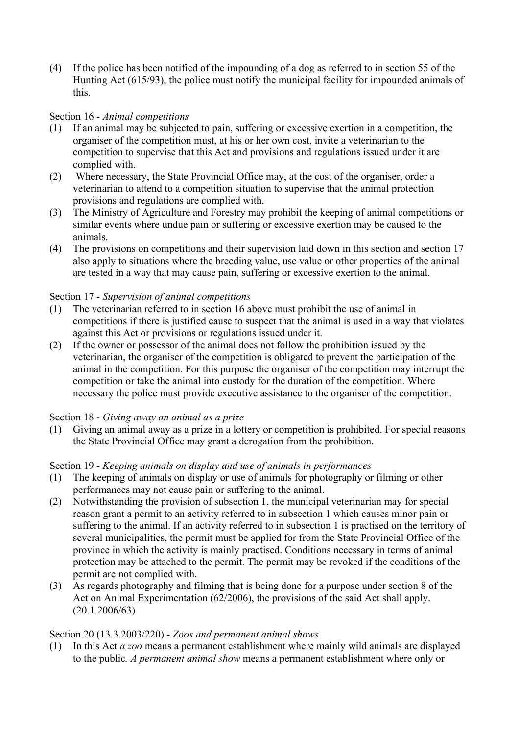(4) If the police has been notified of the impounding of a dog as referred to in section 55 of the Hunting Act (615/93), the police must notify the municipal facility for impounded animals of this.

Section 16 - *Animal competitions*

(1) If an animal may be subjected to pain, suffering or excessive exertion in a competition, the organiser of the competition must, at his or her own cost, invite a veterinarian to the competition to supervise that this Act and provisions and regulations issued under it are complied with.
(2) Where necessary, the State Provincial Office may, at the cost of the organiser, order a veterinarian to attend to a competition situation to supervise that the animal protection provisions and regulations are complied with.
(3) The Ministry of Agriculture and Forestry may prohibit the keeping of animal competitions or similar events where undue pain or suffering or excessive exertion may be caused to the animals.
(4) The provisions on competitions and their supervision laid down in this section and section 17 also apply to situations where the breeding value, use value or other properties of the animal are tested in a way that may cause pain, suffering or excessive exertion to the animal.

Section 17 - *Supervision of animal competitions*

(1) The veterinarian referred to in section 16 above must prohibit the use of animal in competitions if there is justified cause to suspect that the animal is used in a way that violates against this Act or provisions or regulations issued under it.
(2) If the owner or possessor of the animal does not follow the prohibition issued by the veterinarian, the organiser of the competition is obligated to prevent the participation of the animal in the competition. For this purpose the organiser of the competition may interrupt the competition or take the animal into custody for the duration of the competition. Where necessary the police must provide executive assistance to the organiser of the competition.

Section 18 - *Giving away an animal as a prize*

(1) Giving an animal away as a prize in a lottery or competition is prohibited. For special reasons the State Provincial Office may grant a derogation from the prohibition.

Section 19 - *Keeping animals on display and use of animals in performances*

(1) The keeping of animals on display or use of animals for photography or filming or other performances may not cause pain or suffering to the animal.
(2) Notwithstanding the provision of subsection 1, the municipal veterinarian may for special reason grant a permit to an activity referred to in subsection 1 which causes minor pain or suffering to the animal. If an activity referred to in subsection 1 is practised on the territory of several municipalities, the permit must be applied for from the State Provincial Office of the province in which the activity is mainly practised. Conditions necessary in terms of animal protection may be attached to the permit. The permit may be revoked if the conditions of the permit are not complied with.
(3) As regards photography and filming that is being done for a purpose under section 8 of the Act on Animal Experimentation (62/2006), the provisions of the said Act shall apply. (20.1.2006/63)

Section 20 (13.3.2003/220) - *Zoos and permanent animal shows*

(1) In this Act *a zoo* means a permanent establishment where mainly wild animals are displayed to the public. *A permanent animal show* means a permanent establishment where only or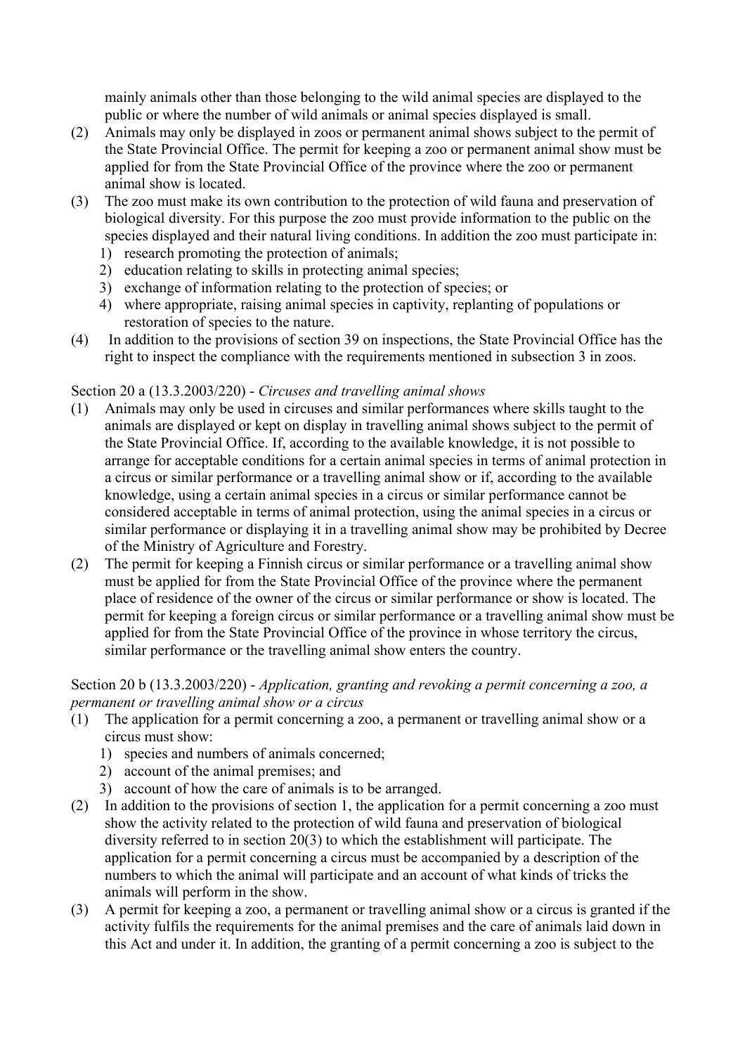mainly animals other than those belonging to the wild animal species are displayed to the public or where the number of wild animals or animal species displayed is small.

(2) Animals may only be displayed in zoos or permanent animal shows subject to the permit of the State Provincial Office. The permit for keeping a zoo or permanent animal show must be applied for from the State Provincial Office of the province where the zoo or permanent animal show is located.

(3) The zoo must make its own contribution to the protection of wild fauna and preservation of biological diversity. For this purpose the zoo must provide information to the public on the species displayed and their natural living conditions. In addition the zoo must participate in:
   1) research promoting the protection of animals;
   2) education relating to skills in protecting animal species;
   3) exchange of information relating to the protection of species; or
   4) where appropriate, raising animal species in captivity, replanting of populations or restoration of species to the nature.

(4) In addition to the provisions of section 39 on inspections, the State Provincial Office has the right to inspect the compliance with the requirements mentioned in subsection 3 in zoos.

Section 20 a (13.3.2003/220) - *Circuses and travelling animal shows*

(1) Animals may only be used in circuses and similar performances where skills taught to the animals are displayed or kept on display in travelling animal shows subject to the permit of the State Provincial Office. If, according to the available knowledge, it is not possible to arrange for acceptable conditions for a certain animal species in terms of animal protection in a circus or similar performance or a travelling animal show or if, according to the available knowledge, using a certain animal species in a circus or similar performance cannot be considered acceptable in terms of animal protection, using the animal species in a circus or similar performance or displaying it in a travelling animal show may be prohibited by Decree of the Ministry of Agriculture and Forestry.

(2) The permit for keeping a Finnish circus or similar performance or a travelling animal show must be applied for from the State Provincial Office of the province where the permanent place of residence of the owner of the circus or similar performance or show is located. The permit for keeping a foreign circus or similar performance or a travelling animal show must be applied for from the State Provincial Office of the province in whose territory the circus, similar performance or the travelling animal show enters the country.

Section 20 b (13.3.2003/220) - *Application, granting and revoking a permit concerning a zoo, a permanent or travelling animal show or a circus*

(1) The application for a permit concerning a zoo, a permanent or travelling animal show or a circus must show:
   1) species and numbers of animals concerned;
   2) account of the animal premises; and
   3) account of how the care of animals is to be arranged.

(2) In addition to the provisions of section 1, the application for a permit concerning a zoo must show the activity related to the protection of wild fauna and preservation of biological diversity referred to in section 20(3) to which the establishment will participate. The application for a permit concerning a circus must be accompanied by a description of the numbers to which the animal will participate and an account of what kinds of tricks the animals will perform in the show.

(3) A permit for keeping a zoo, a permanent or travelling animal show or a circus is granted if the activity fulfils the requirements for the animal premises and the care of animals laid down in this Act and under it. In addition, the granting of a permit concerning a zoo is subject to the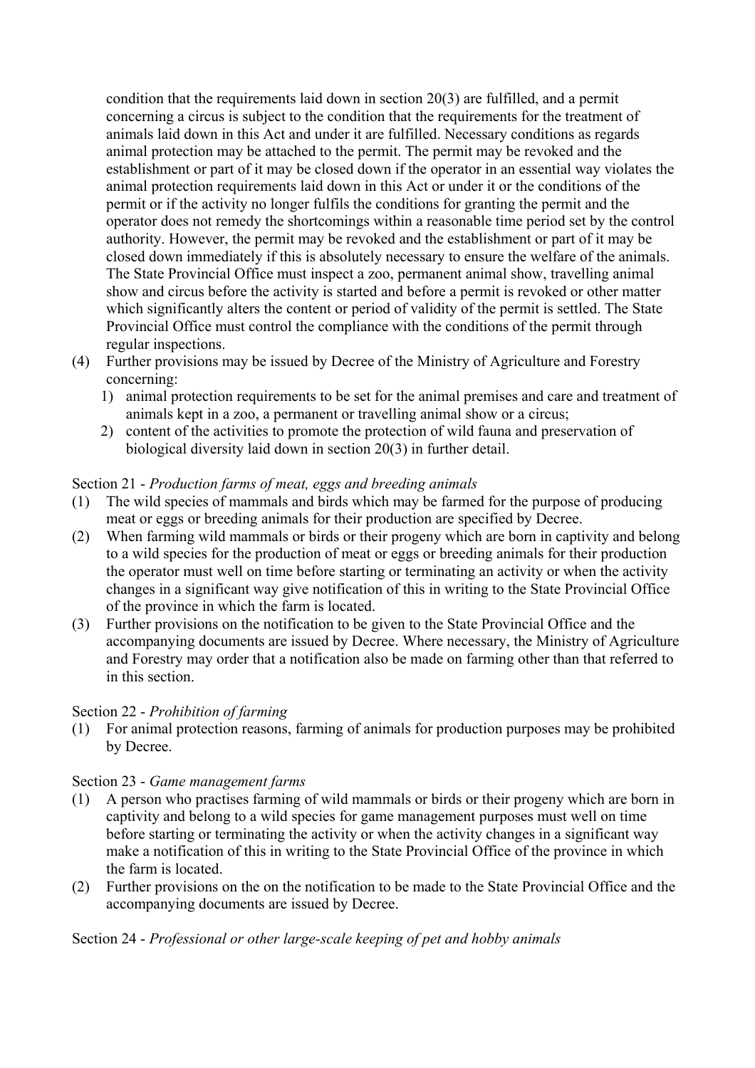condition that the requirements laid down in section 20(3) are fulfilled, and a permit concerning a circus is subject to the condition that the requirements for the treatment of animals laid down in this Act and under it are fulfilled. Necessary conditions as regards animal protection may be attached to the permit. The permit may be revoked and the establishment or part of it may be closed down if the operator in an essential way violates the animal protection requirements laid down in this Act or under it or the conditions of the permit or if the activity no longer fulfils the conditions for granting the permit and the operator does not remedy the shortcomings within a reasonable time period set by the control authority. However, the permit may be revoked and the establishment or part of it may be closed down immediately if this is absolutely necessary to ensure the welfare of the animals. The State Provincial Office must inspect a zoo, permanent animal show, travelling animal show and circus before the activity is started and before a permit is revoked or other matter which significantly alters the content or period of validity of the permit is settled. The State Provincial Office must control the compliance with the conditions of the permit through regular inspections.

(4) Further provisions may be issued by Decree of the Ministry of Agriculture and Forestry concerning:
   1) animal protection requirements to be set for the animal premises and care and treatment of animals kept in a zoo, a permanent or travelling animal show or a circus;
   2) content of the activities to promote the protection of wild fauna and preservation of biological diversity laid down in section 20(3) in further detail.

Section 21 - *Production farms of meat, eggs and breeding animals*

(1) The wild species of mammals and birds which may be farmed for the purpose of producing meat or eggs or breeding animals for their production are specified by Decree.

(2) When farming wild mammals or birds or their progeny which are born in captivity and belong to a wild species for the production of meat or eggs or breeding animals for their production the operator must well on time before starting or terminating an activity or when the activity changes in a significant way give notification of this in writing to the State Provincial Office of the province in which the farm is located.

(3) Further provisions on the notification to be given to the State Provincial Office and the accompanying documents are issued by Decree. Where necessary, the Ministry of Agriculture and Forestry may order that a notification also be made on farming other than that referred to in this section.

Section 22 - *Prohibition of farming*

(1) For animal protection reasons, farming of animals for production purposes may be prohibited by Decree.

Section 23 - *Game management farms*

(1) A person who practises farming of wild mammals or birds or their progeny which are born in captivity and belong to a wild species for game management purposes must well on time before starting or terminating the activity or when the activity changes in a significant way make a notification of this in writing to the State Provincial Office of the province in which the farm is located.

(2) Further provisions on the on the notification to be made to the State Provincial Office and the accompanying documents are issued by Decree.

Section 24 - *Professional or other large-scale keeping of pet and hobby animals*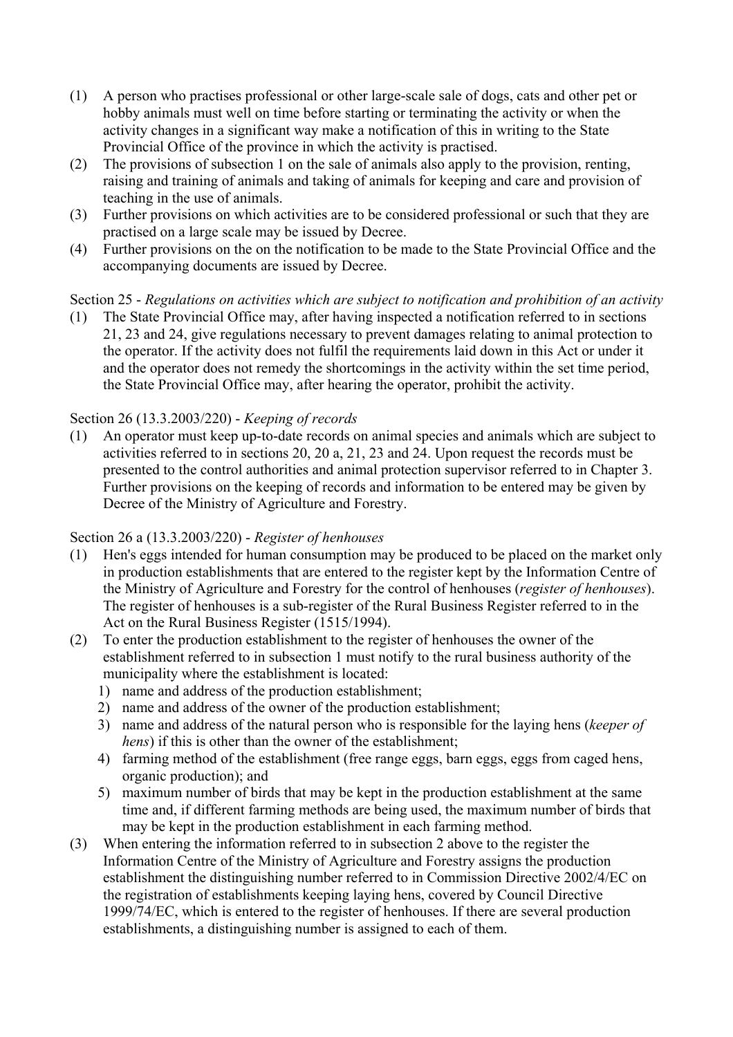(1) A person who practises professional or other large-scale sale of dogs, cats and other pet or hobby animals must well on time before starting or terminating the activity or when the activity changes in a significant way make a notification of this in writing to the State Provincial Office of the province in which the activity is practised.

(2) The provisions of subsection 1 on the sale of animals also apply to the provision, renting, raising and training of animals and taking of animals for keeping and care and provision of teaching in the use of animals.

(3) Further provisions on which activities are to be considered professional or such that they are practised on a large scale may be issued by Decree.

(4) Further provisions on the on the notification to be made to the State Provincial Office and the accompanying documents are issued by Decree.

Section 25 - *Regulations on activities which are subject to notification and prohibition of an activity*

(1) The State Provincial Office may, after having inspected a notification referred to in sections 21, 23 and 24, give regulations necessary to prevent damages relating to animal protection to the operator. If the activity does not fulfil the requirements laid down in this Act or under it and the operator does not remedy the shortcomings in the activity within the set time period, the State Provincial Office may, after hearing the operator, prohibit the activity.

Section 26 (13.3.2003/220) - *Keeping of records*

(1) An operator must keep up-to-date records on animal species and animals which are subject to activities referred to in sections 20, 20 a, 21, 23 and 24. Upon request the records must be presented to the control authorities and animal protection supervisor referred to in Chapter 3. Further provisions on the keeping of records and information to be entered may be given by Decree of the Ministry of Agriculture and Forestry.

Section 26 a (13.3.2003/220) - *Register of henhouses*

(1) Hen's eggs intended for human consumption may be produced to be placed on the market only in production establishments that are entered to the register kept by the Information Centre of the Ministry of Agriculture and Forestry for the control of henhouses (*register of henhouses*). The register of henhouses is a sub-register of the Rural Business Register referred to in the Act on the Rural Business Register (1515/1994).

(2) To enter the production establishment to the register of henhouses the owner of the establishment referred to in subsection 1 must notify to the rural business authority of the municipality where the establishment is located:
   1) name and address of the production establishment;
   2) name and address of the owner of the production establishment;
   3) name and address of the natural person who is responsible for the laying hens (*keeper of hens*) if this is other than the owner of the establishment;
   4) farming method of the establishment (free range eggs, barn eggs, eggs from caged hens, organic production); and
   5) maximum number of birds that may be kept in the production establishment at the same time and, if different farming methods are being used, the maximum number of birds that may be kept in the production establishment in each farming method.

(3) When entering the information referred to in subsection 2 above to the register the Information Centre of the Ministry of Agriculture and Forestry assigns the production establishment the distinguishing number referred to in Commission Directive 2002/4/EC on the registration of establishments keeping laying hens, covered by Council Directive 1999/74/EC, which is entered to the register of henhouses. If there are several production establishments, a distinguishing number is assigned to each of them.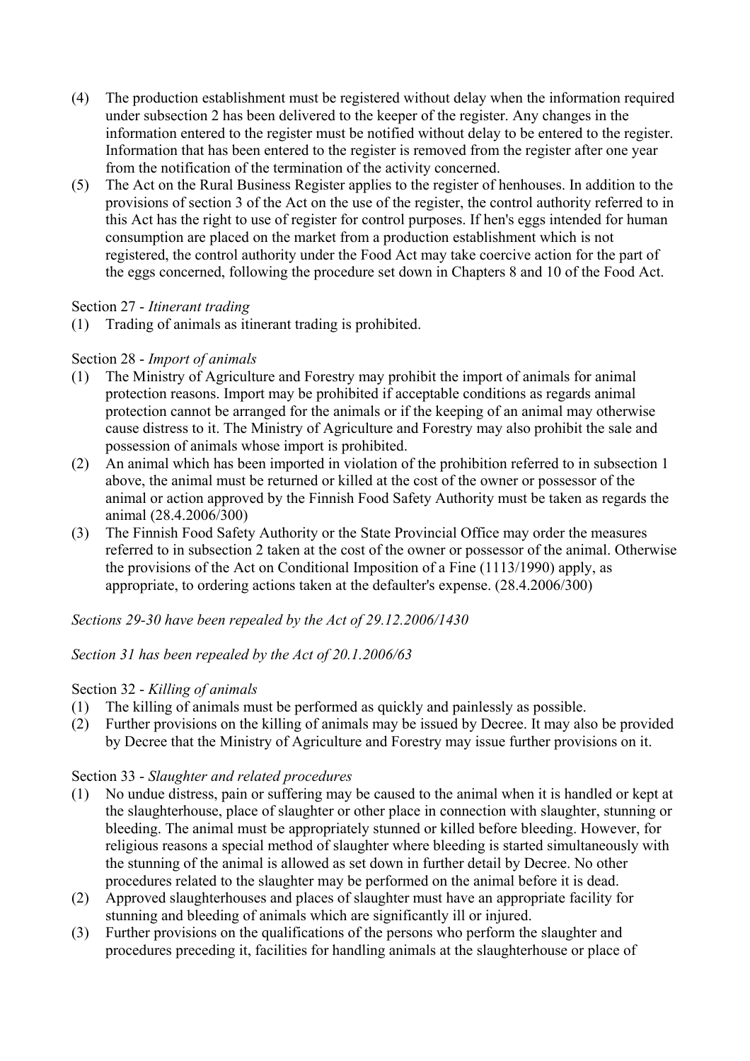(4) The production establishment must be registered without delay when the information required under subsection 2 has been delivered to the keeper of the register. Any changes in the information entered to the register must be notified without delay to be entered to the register. Information that has been entered to the register is removed from the register after one year from the notification of the termination of the activity concerned.

(5) The Act on the Rural Business Register applies to the register of henhouses. In addition to the provisions of section 3 of the Act on the use of the register, the control authority referred to in this Act has the right to use of register for control purposes. If hen's eggs intended for human consumption are placed on the market from a production establishment which is not registered, the control authority under the Food Act may take coercive action for the part of the eggs concerned, following the procedure set down in Chapters 8 and 10 of the Food Act.

Section 27 - *Itinerant trading*

(1) Trading of animals as itinerant trading is prohibited.

Section 28 - *Import of animals*

(1) The Ministry of Agriculture and Forestry may prohibit the import of animals for animal protection reasons. Import may be prohibited if acceptable conditions as regards animal protection cannot be arranged for the animals or if the keeping of an animal may otherwise cause distress to it. The Ministry of Agriculture and Forestry may also prohibit the sale and possession of animals whose import is prohibited.

(2) An animal which has been imported in violation of the prohibition referred to in subsection 1 above, the animal must be returned or killed at the cost of the owner or possessor of the animal or action approved by the Finnish Food Safety Authority must be taken as regards the animal (28.4.2006/300)

(3) The Finnish Food Safety Authority or the State Provincial Office may order the measures referred to in subsection 2 taken at the cost of the owner or possessor of the animal. Otherwise the provisions of the Act on Conditional Imposition of a Fine (1113/1990) apply, as appropriate, to ordering actions taken at the defaulter's expense. (28.4.2006/300)

*Sections 29-30 have been repealed by the Act of 29.12.2006/1430*

*Section 31 has been repealed by the Act of 20.1.2006/63*

Section 32 - *Killing of animals*

(1) The killing of animals must be performed as quickly and painlessly as possible.

(2) Further provisions on the killing of animals may be issued by Decree. It may also be provided by Decree that the Ministry of Agriculture and Forestry may issue further provisions on it.

Section 33 - *Slaughter and related procedures*

(1) No undue distress, pain or suffering may be caused to the animal when it is handled or kept at the slaughterhouse, place of slaughter or other place in connection with slaughter, stunning or bleeding. The animal must be appropriately stunned or killed before bleeding. However, for religious reasons a special method of slaughter where bleeding is started simultaneously with the stunning of the animal is allowed as set down in further detail by Decree. No other procedures related to the slaughter may be performed on the animal before it is dead.

(2) Approved slaughterhouses and places of slaughter must have an appropriate facility for stunning and bleeding of animals which are significantly ill or injured.

(3) Further provisions on the qualifications of the persons who perform the slaughter and procedures preceding it, facilities for handling animals at the slaughterhouse or place of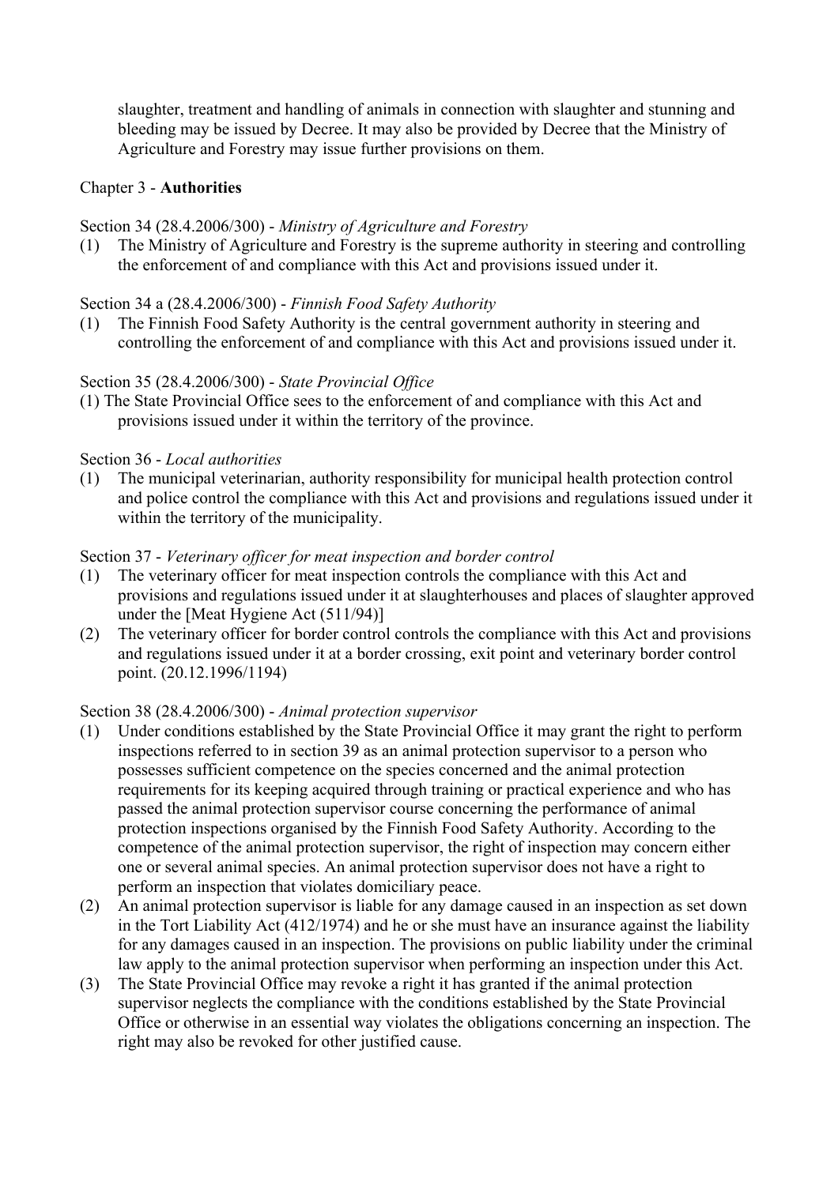slaughter, treatment and handling of animals in connection with slaughter and stunning and bleeding may be issued by Decree. It may also be provided by Decree that the Ministry of Agriculture and Forestry may issue further provisions on them.

## Chapter 3 - **Authorities**

Section 34 (28.4.2006/300) - *Ministry of Agriculture and Forestry*

(1) The Ministry of Agriculture and Forestry is the supreme authority in steering and controlling the enforcement of and compliance with this Act and provisions issued under it.

Section 34 a (28.4.2006/300) - *Finnish Food Safety Authority*

(1) The Finnish Food Safety Authority is the central government authority in steering and controlling the enforcement of and compliance with this Act and provisions issued under it.

Section 35 (28.4.2006/300) - *State Provincial Office*

(1) The State Provincial Office sees to the enforcement of and compliance with this Act and provisions issued under it within the territory of the province.

Section 36 - *Local authorities*

(1) The municipal veterinarian, authority responsibility for municipal health protection control and police control the compliance with this Act and provisions and regulations issued under it within the territory of the municipality.

Section 37 - *Veterinary officer for meat inspection and border control*

(1) The veterinary officer for meat inspection controls the compliance with this Act and provisions and regulations issued under it at slaughterhouses and places of slaughter approved under the [Meat Hygiene Act (511/94)]

(2) The veterinary officer for border control controls the compliance with this Act and provisions and regulations issued under it at a border crossing, exit point and veterinary border control point. (20.12.1996/1194)

Section 38 (28.4.2006/300) - *Animal protection supervisor*

(1) Under conditions established by the State Provincial Office it may grant the right to perform inspections referred to in section 39 as an animal protection supervisor to a person who possesses sufficient competence on the species concerned and the animal protection requirements for its keeping acquired through training or practical experience and who has passed the animal protection supervisor course concerning the performance of animal protection inspections organised by the Finnish Food Safety Authority. According to the competence of the animal protection supervisor, the right of inspection may concern either one or several animal species. An animal protection supervisor does not have a right to perform an inspection that violates domiciliary peace.

(2) An animal protection supervisor is liable for any damage caused in an inspection as set down in the Tort Liability Act (412/1974) and he or she must have an insurance against the liability for any damages caused in an inspection. The provisions on public liability under the criminal law apply to the animal protection supervisor when performing an inspection under this Act.

(3) The State Provincial Office may revoke a right it has granted if the animal protection supervisor neglects the compliance with the conditions established by the State Provincial Office or otherwise in an essential way violates the obligations concerning an inspection. The right may also be revoked for other justified cause.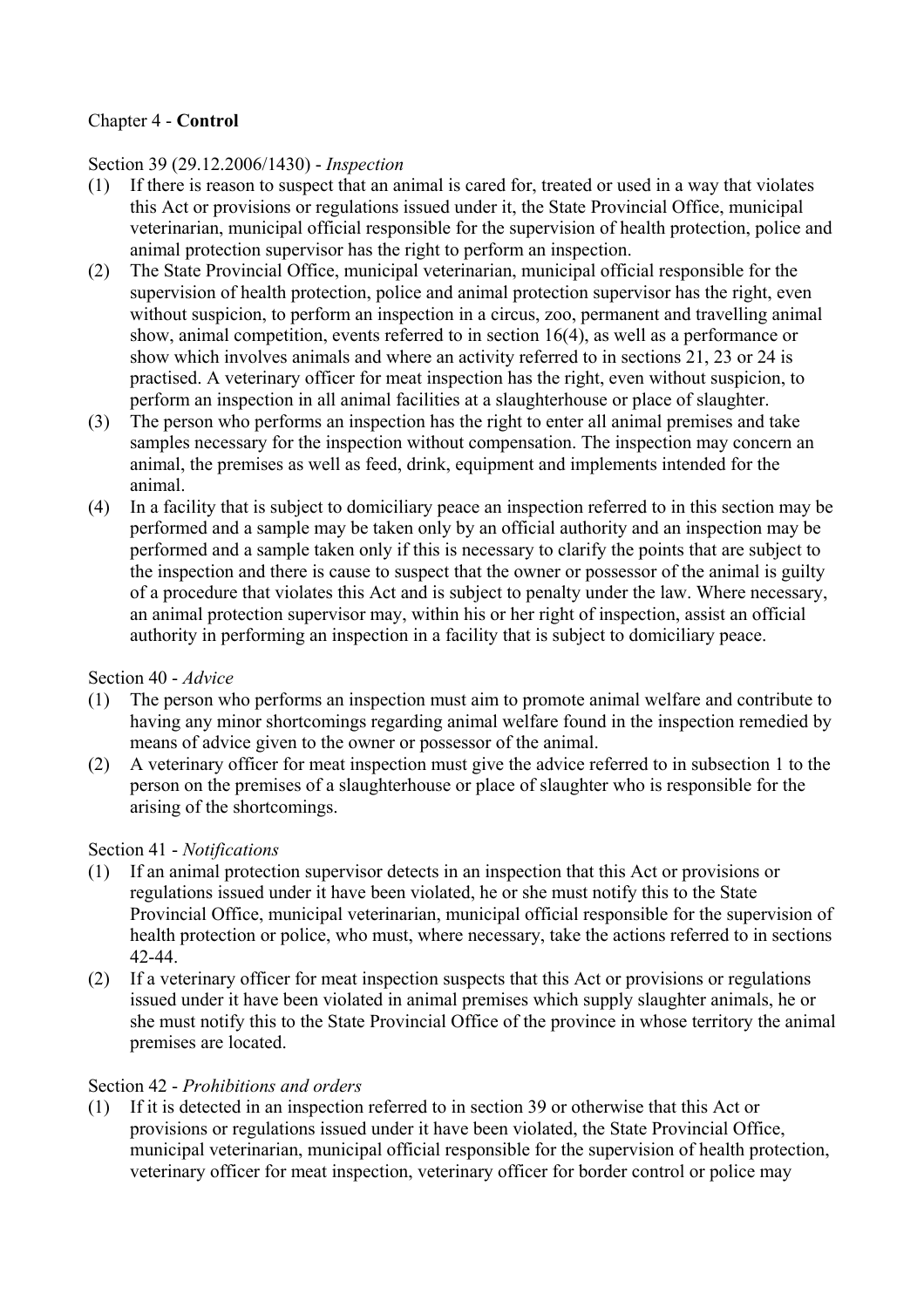## Chapter 4 - **Control**

Section 39 (29.12.2006/1430) - *Inspection*

(1) If there is reason to suspect that an animal is cared for, treated or used in a way that violates this Act or provisions or regulations issued under it, the State Provincial Office, municipal veterinarian, municipal official responsible for the supervision of health protection, police and animal protection supervisor has the right to perform an inspection.

(2) The State Provincial Office, municipal veterinarian, municipal official responsible for the supervision of health protection, police and animal protection supervisor has the right, even without suspicion, to perform an inspection in a circus, zoo, permanent and travelling animal show, animal competition, events referred to in section 16(4), as well as a performance or show which involves animals and where an activity referred to in sections 21, 23 or 24 is practised. A veterinary officer for meat inspection has the right, even without suspicion, to perform an inspection in all animal facilities at a slaughterhouse or place of slaughter.

(3) The person who performs an inspection has the right to enter all animal premises and take samples necessary for the inspection without compensation. The inspection may concern an animal, the premises as well as feed, drink, equipment and implements intended for the animal.

(4) In a facility that is subject to domiciliary peace an inspection referred to in this section may be performed and a sample may be taken only by an official authority and an inspection may be performed and a sample taken only if this is necessary to clarify the points that are subject to the inspection and there is cause to suspect that the owner or possessor of the animal is guilty of a procedure that violates this Act and is subject to penalty under the law. Where necessary, an animal protection supervisor may, within his or her right of inspection, assist an official authority in performing an inspection in a facility that is subject to domiciliary peace.

Section 40 - *Advice*

(1) The person who performs an inspection must aim to promote animal welfare and contribute to having any minor shortcomings regarding animal welfare found in the inspection remedied by means of advice given to the owner or possessor of the animal.

(2) A veterinary officer for meat inspection must give the advice referred to in subsection 1 to the person on the premises of a slaughterhouse or place of slaughter who is responsible for the arising of the shortcomings.

Section 41 - *Notifications*

(1) If an animal protection supervisor detects in an inspection that this Act or provisions or regulations issued under it have been violated, he or she must notify this to the State Provincial Office, municipal veterinarian, municipal official responsible for the supervision of health protection or police, who must, where necessary, take the actions referred to in sections 42-44.

(2) If a veterinary officer for meat inspection suspects that this Act or provisions or regulations issued under it have been violated in animal premises which supply slaughter animals, he or she must notify this to the State Provincial Office of the province in whose territory the animal premises are located.

Section 42 - *Prohibitions and orders*

(1) If it is detected in an inspection referred to in section 39 or otherwise that this Act or provisions or regulations issued under it have been violated, the State Provincial Office, municipal veterinarian, municipal official responsible for the supervision of health protection, veterinary officer for meat inspection, veterinary officer for border control or police may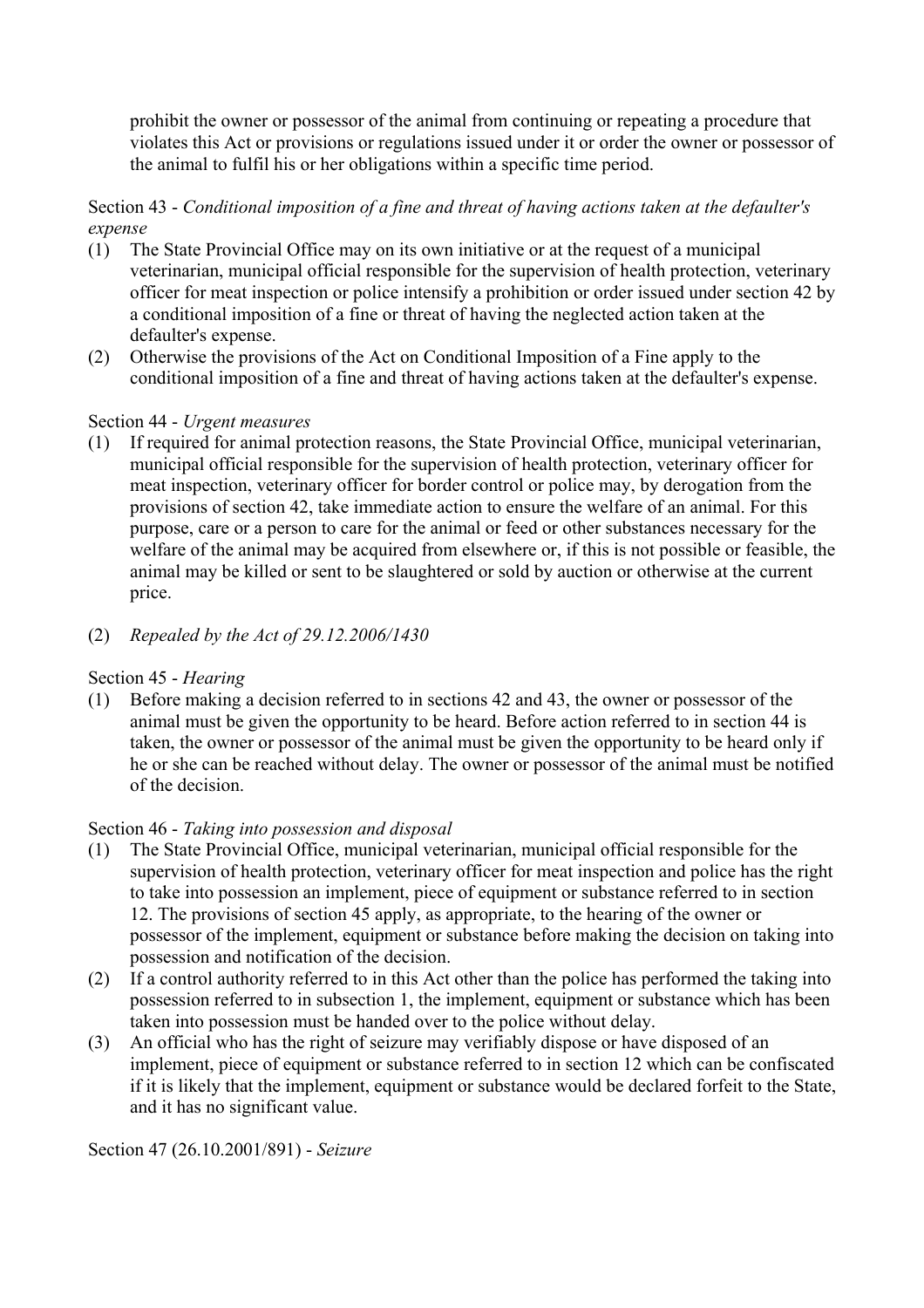prohibit the owner or possessor of the animal from continuing or repeating a procedure that violates this Act or provisions or regulations issued under it or order the owner or possessor of the animal to fulfil his or her obligations within a specific time period.

Section 43 - *Conditional imposition of a fine and threat of having actions taken at the defaulter's expense*

(1) The State Provincial Office may on its own initiative or at the request of a municipal veterinarian, municipal official responsible for the supervision of health protection, veterinary officer for meat inspection or police intensify a prohibition or order issued under section 42 by a conditional imposition of a fine or threat of having the neglected action taken at the defaulter's expense.

(2) Otherwise the provisions of the Act on Conditional Imposition of a Fine apply to the conditional imposition of a fine and threat of having actions taken at the defaulter's expense.

Section 44 - *Urgent measures*

(1) If required for animal protection reasons, the State Provincial Office, municipal veterinarian, municipal official responsible for the supervision of health protection, veterinary officer for meat inspection, veterinary officer for border control or police may, by derogation from the provisions of section 42, take immediate action to ensure the welfare of an animal. For this purpose, care or a person to care for the animal or feed or other substances necessary for the welfare of the animal may be acquired from elsewhere or, if this is not possible or feasible, the animal may be killed or sent to be slaughtered or sold by auction or otherwise at the current price.

(2) *Repealed by the Act of 29.12.2006/1430*

Section 45 - *Hearing*

(1) Before making a decision referred to in sections 42 and 43, the owner or possessor of the animal must be given the opportunity to be heard. Before action referred to in section 44 is taken, the owner or possessor of the animal must be given the opportunity to be heard only if he or she can be reached without delay. The owner or possessor of the animal must be notified of the decision.

Section 46 - *Taking into possession and disposal*

(1) The State Provincial Office, municipal veterinarian, municipal official responsible for the supervision of health protection, veterinary officer for meat inspection and police has the right to take into possession an implement, piece of equipment or substance referred to in section 12. The provisions of section 45 apply, as appropriate, to the hearing of the owner or possessor of the implement, equipment or substance before making the decision on taking into possession and notification of the decision.

(2) If a control authority referred to in this Act other than the police has performed the taking into possession referred to in subsection 1, the implement, equipment or substance which has been taken into possession must be handed over to the police without delay.

(3) An official who has the right of seizure may verifiably dispose or have disposed of an implement, piece of equipment or substance referred to in section 12 which can be confiscated if it is likely that the implement, equipment or substance would be declared forfeit to the State, and it has no significant value.

Section 47 (26.10.2001/891) - *Seizure*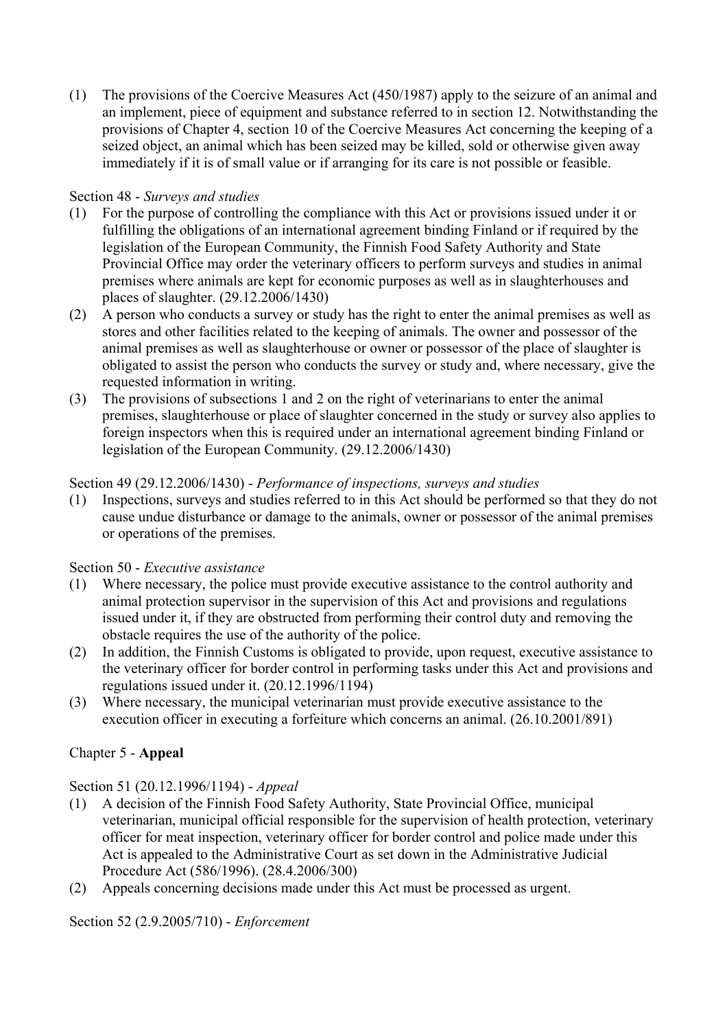(1) The provisions of the Coercive Measures Act (450/1987) apply to the seizure of an animal and an implement, piece of equipment and substance referred to in section 12. Notwithstanding the provisions of Chapter 4, section 10 of the Coercive Measures Act concerning the keeping of a seized object, an animal which has been seized may be killed, sold or otherwise given away immediately if it is of small value or if arranging for its care is not possible or feasible.

Section 48 - *Surveys and studies*

(1) For the purpose of controlling the compliance with this Act or provisions issued under it or fulfilling the obligations of an international agreement binding Finland or if required by the legislation of the European Community, the Finnish Food Safety Authority and State Provincial Office may order the veterinary officers to perform surveys and studies in animal premises where animals are kept for economic purposes as well as in slaughterhouses and places of slaughter. (29.12.2006/1430)

(2) A person who conducts a survey or study has the right to enter the animal premises as well as stores and other facilities related to the keeping of animals. The owner and possessor of the animal premises as well as slaughterhouse or owner or possessor of the place of slaughter is obligated to assist the person who conducts the survey or study and, where necessary, give the requested information in writing.

(3) The provisions of subsections 1 and 2 on the right of veterinarians to enter the animal premises, slaughterhouse or place of slaughter concerned in the study or survey also applies to foreign inspectors when this is required under an international agreement binding Finland or legislation of the European Community. (29.12.2006/1430)

Section 49 (29.12.2006/1430) - *Performance of inspections, surveys and studies*

(1) Inspections, surveys and studies referred to in this Act should be performed so that they do not cause undue disturbance or damage to the animals, owner or possessor of the animal premises or operations of the premises.

Section 50 - *Executive assistance*

(1) Where necessary, the police must provide executive assistance to the control authority and animal protection supervisor in the supervision of this Act and provisions and regulations issued under it, if they are obstructed from performing their control duty and removing the obstacle requires the use of the authority of the police.

(2) In addition, the Finnish Customs is obligated to provide, upon request, executive assistance to the veterinary officer for border control in performing tasks under this Act and provisions and regulations issued under it. (20.12.1996/1194)

(3) Where necessary, the municipal veterinarian must provide executive assistance to the execution officer in executing a forfeiture which concerns an animal. (26.10.2001/891)

## Chapter 5 - **Appeal**

Section 51 (20.12.1996/1194) - *Appeal*

(1) A decision of the Finnish Food Safety Authority, State Provincial Office, municipal veterinarian, municipal official responsible for the supervision of health protection, veterinary officer for meat inspection, veterinary officer for border control and police made under this Act is appealed to the Administrative Court as set down in the Administrative Judicial Procedure Act (586/1996). (28.4.2006/300)

(2) Appeals concerning decisions made under this Act must be processed as urgent.

Section 52 (2.9.2005/710) - *Enforcement*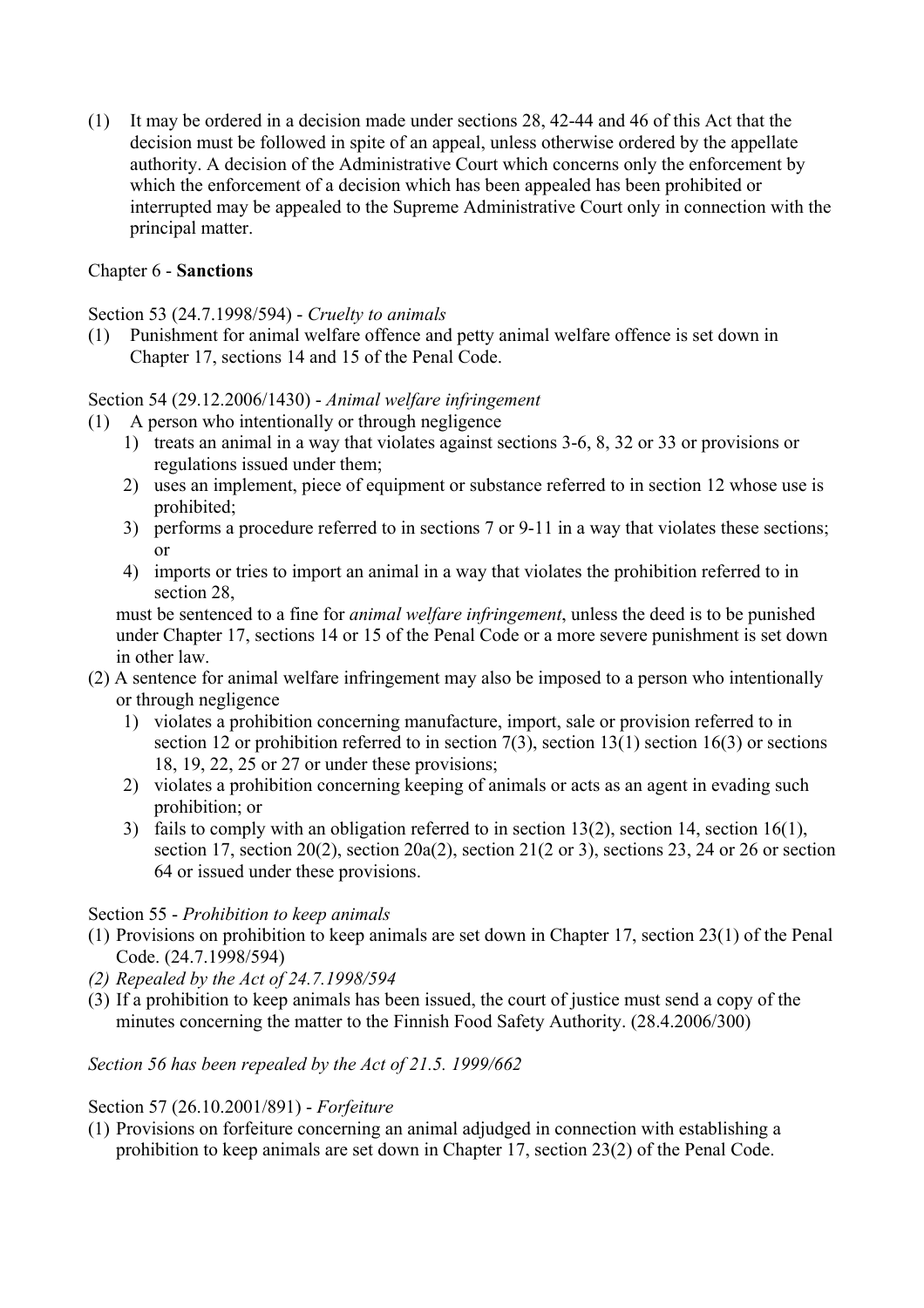(1) It may be ordered in a decision made under sections 28, 42-44 and 46 of this Act that the decision must be followed in spite of an appeal, unless otherwise ordered by the appellate authority. A decision of the Administrative Court which concerns only the enforcement by which the enforcement of a decision which has been appealed has been prohibited or interrupted may be appealed to the Supreme Administrative Court only in connection with the principal matter.

Chapter 6 - **Sanctions**

Section 53 (24.7.1998/594) - *Cruelty to animals*

(1) Punishment for animal welfare offence and petty animal welfare offence is set down in Chapter 17, sections 14 and 15 of the Penal Code.

Section 54 (29.12.2006/1430) - *Animal welfare infringement*

(1) A person who intentionally or through negligence
   1) treats an animal in a way that violates against sections 3-6, 8, 32 or 33 or provisions or regulations issued under them;
   2) uses an implement, piece of equipment or substance referred to in section 12 whose use is prohibited;
   3) performs a procedure referred to in sections 7 or 9-11 in a way that violates these sections; or
   4) imports or tries to import an animal in a way that violates the prohibition referred to in section 28,

   must be sentenced to a fine for *animal welfare infringement*, unless the deed is to be punished under Chapter 17, sections 14 or 15 of the Penal Code or a more severe punishment is set down in other law.

(2) A sentence for animal welfare infringement may also be imposed to a person who intentionally or through negligence
   1) violates a prohibition concerning manufacture, import, sale or provision referred to in section 12 or prohibition referred to in section 7(3), section 13(1) section 16(3) or sections 18, 19, 22, 25 or 27 or under these provisions;
   2) violates a prohibition concerning keeping of animals or acts as an agent in evading such prohibition; or
   3) fails to comply with an obligation referred to in section 13(2), section 14, section 16(1), section 17, section 20(2), section 20a(2), section 21(2 or 3), sections 23, 24 or 26 or section 64 or issued under these provisions.

Section 55 - *Prohibition to keep animals*

(1) Provisions on prohibition to keep animals are set down in Chapter 17, section 23(1) of the Penal Code. (24.7.1998/594)

*(2) Repealed by the Act of 24.7.1998/594*

(3) If a prohibition to keep animals has been issued, the court of justice must send a copy of the minutes concerning the matter to the Finnish Food Safety Authority. (28.4.2006/300)

*Section 56 has been repealed by the Act of 21.5. 1999/662*

Section 57 (26.10.2001/891) - *Forfeiture*

(1) Provisions on forfeiture concerning an animal adjudged in connection with establishing a prohibition to keep animals are set down in Chapter 17, section 23(2) of the Penal Code.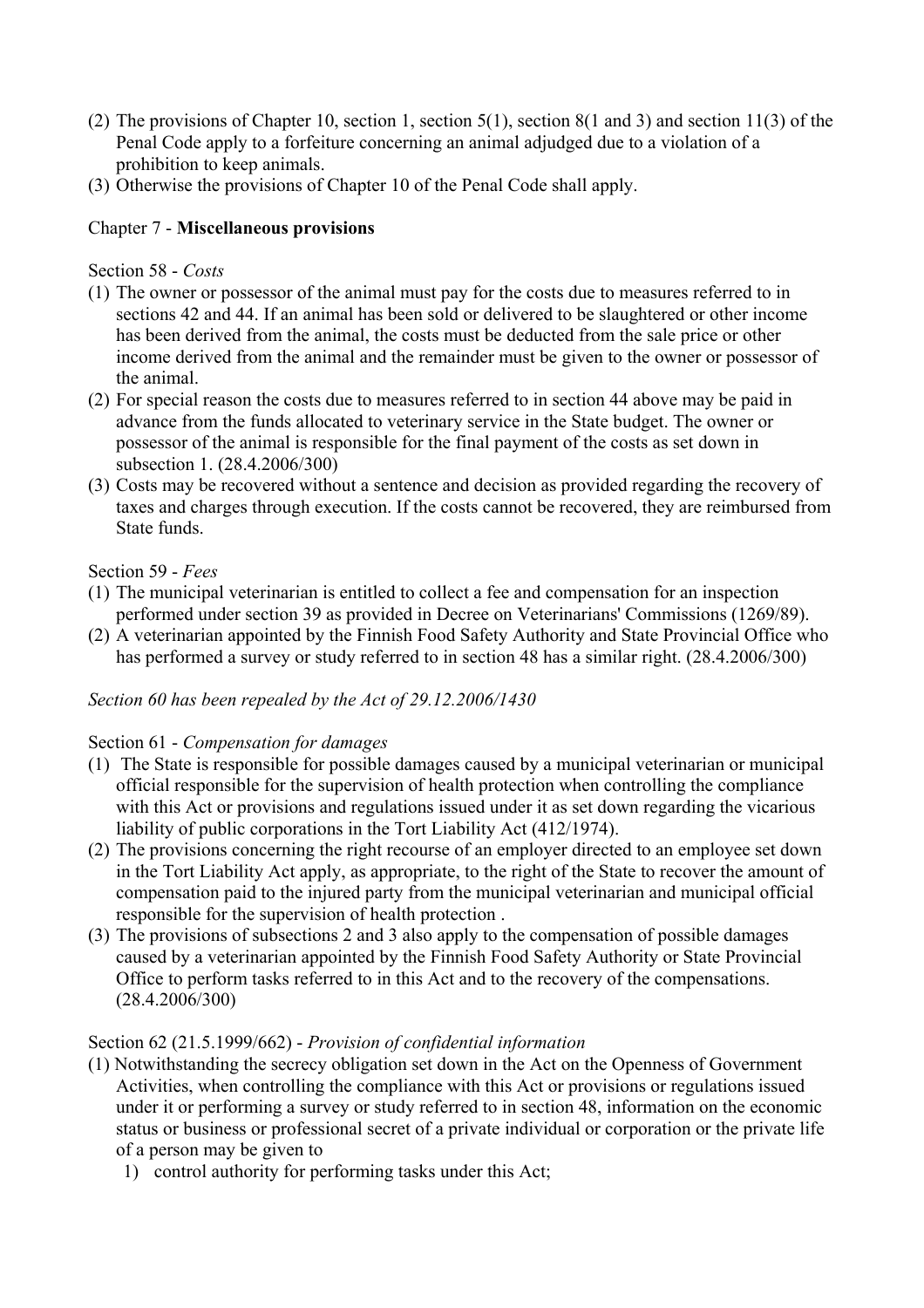(2) The provisions of Chapter 10, section 1, section 5(1), section 8(1 and 3) and section 11(3) of the Penal Code apply to a forfeiture concerning an animal adjudged due to a violation of a prohibition to keep animals.

(3) Otherwise the provisions of Chapter 10 of the Penal Code shall apply.

## Chapter 7 - **Miscellaneous provisions**

Section 58 - *Costs*

(1) The owner or possessor of the animal must pay for the costs due to measures referred to in sections 42 and 44. If an animal has been sold or delivered to be slaughtered or other income has been derived from the animal, the costs must be deducted from the sale price or other income derived from the animal and the remainder must be given to the owner or possessor of the animal.

(2) For special reason the costs due to measures referred to in section 44 above may be paid in advance from the funds allocated to veterinary service in the State budget. The owner or possessor of the animal is responsible for the final payment of the costs as set down in subsection 1. (28.4.2006/300)

(3) Costs may be recovered without a sentence and decision as provided regarding the recovery of taxes and charges through execution. If the costs cannot be recovered, they are reimbursed from State funds.

Section 59 - *Fees*

(1) The municipal veterinarian is entitled to collect a fee and compensation for an inspection performed under section 39 as provided in Decree on Veterinarians' Commissions (1269/89).

(2) A veterinarian appointed by the Finnish Food Safety Authority and State Provincial Office who has performed a survey or study referred to in section 48 has a similar right. (28.4.2006/300)

*Section 60 has been repealed by the Act of 29.12.2006/1430*

Section 61 - *Compensation for damages*

(1) The State is responsible for possible damages caused by a municipal veterinarian or municipal official responsible for the supervision of health protection when controlling the compliance with this Act or provisions and regulations issued under it as set down regarding the vicarious liability of public corporations in the Tort Liability Act (412/1974).

(2) The provisions concerning the right recourse of an employer directed to an employee set down in the Tort Liability Act apply, as appropriate, to the right of the State to recover the amount of compensation paid to the injured party from the municipal veterinarian and municipal official responsible for the supervision of health protection .

(3) The provisions of subsections 2 and 3 also apply to the compensation of possible damages caused by a veterinarian appointed by the Finnish Food Safety Authority or State Provincial Office to perform tasks referred to in this Act and to the recovery of the compensations. (28.4.2006/300)

Section 62 (21.5.1999/662) - *Provision of confidential information*

(1) Notwithstanding the secrecy obligation set down in the Act on the Openness of Government Activities, when controlling the compliance with this Act or provisions or regulations issued under it or performing a survey or study referred to in section 48, information on the economic status or business or professional secret of a private individual or corporation or the private life of a person may be given to

1) control authority for performing tasks under this Act;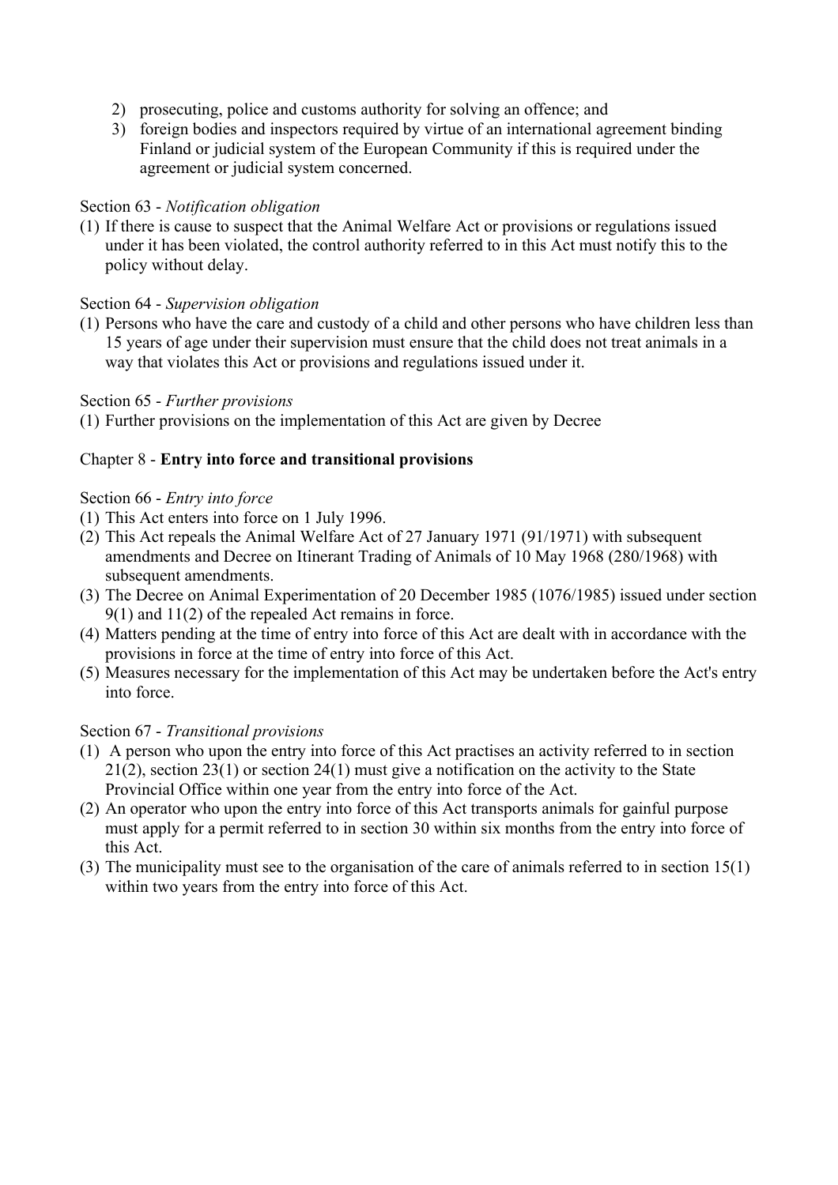2) prosecuting, police and customs authority for solving an offence; and
3) foreign bodies and inspectors required by virtue of an international agreement binding Finland or judicial system of the European Community if this is required under the agreement or judicial system concerned.

Section 63 - *Notification obligation*

(1) If there is cause to suspect that the Animal Welfare Act or provisions or regulations issued under it has been violated, the control authority referred to in this Act must notify this to the policy without delay.

Section 64 - *Supervision obligation*

(1) Persons who have the care and custody of a child and other persons who have children less than 15 years of age under their supervision must ensure that the child does not treat animals in a way that violates this Act or provisions and regulations issued under it.

Section 65 - *Further provisions*

(1) Further provisions on the implementation of this Act are given by Decree

Chapter 8 - **Entry into force and transitional provisions**

Section 66 - *Entry into force*

(1) This Act enters into force on 1 July 1996.
(2) This Act repeals the Animal Welfare Act of 27 January 1971 (91/1971) with subsequent amendments and Decree on Itinerant Trading of Animals of 10 May 1968 (280/1968) with subsequent amendments.
(3) The Decree on Animal Experimentation of 20 December 1985 (1076/1985) issued under section 9(1) and 11(2) of the repealed Act remains in force.
(4) Matters pending at the time of entry into force of this Act are dealt with in accordance with the provisions in force at the time of entry into force of this Act.
(5) Measures necessary for the implementation of this Act may be undertaken before the Act's entry into force.

Section 67 - *Transitional provisions*

(1) A person who upon the entry into force of this Act practises an activity referred to in section 21(2), section 23(1) or section 24(1) must give a notification on the activity to the State Provincial Office within one year from the entry into force of the Act.
(2) An operator who upon the entry into force of this Act transports animals for gainful purpose must apply for a permit referred to in section 30 within six months from the entry into force of this Act.
(3) The municipality must see to the organisation of the care of animals referred to in section 15(1) within two years from the entry into force of this Act.